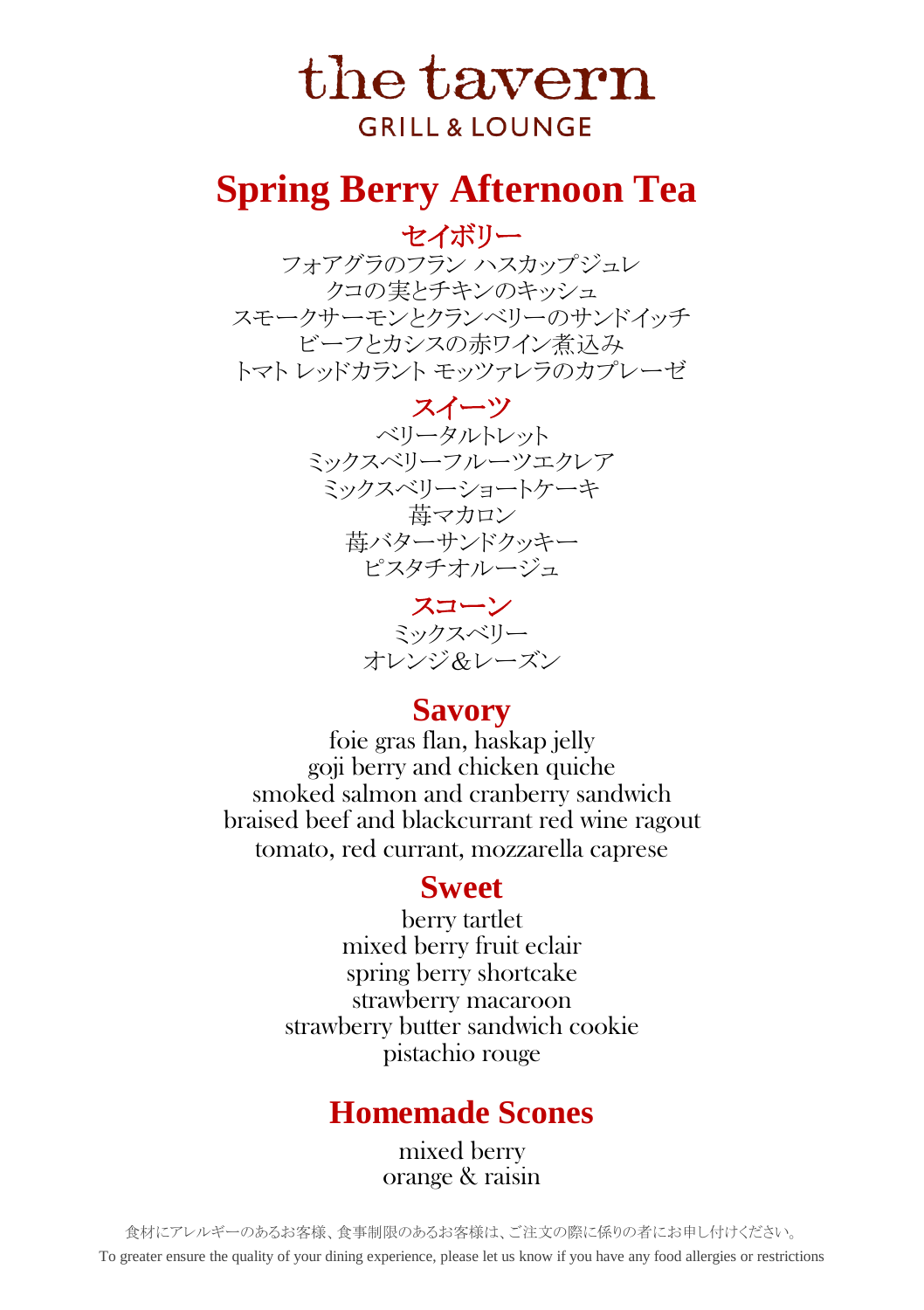# the tavern

GRILL & LOUNGE

# Spring Berry Afternoon Tea

## セイボリー

フォアグラのフラン ハスカップジュレ
クコの実とチキンのキッシュ
スモークサーモンとクランベリーのサンドイッチ
ビーフとカシスの赤ワイン煮込み
トマト レッドカラント モッツァレラのカプレーゼ

## スイーツ

ベリータルトレット
ミックスベリーフルーツエクレア
ミックスベリーショートケーキ
苺マカロン
苺バターサンドクッキー
ピスタチオルージュ

## スコーン

ミックスベリー
オレンジ＆レーズン

## Savory

foie gras flan, haskap jelly
goji berry and chicken quiche
smoked salmon and cranberry sandwich
braised beef and blackcurrant red wine ragout
tomato, red currant, mozzarella caprese

## Sweet

berry tartlet
mixed berry fruit eclair
spring berry shortcake
strawberry macaroon
strawberry butter sandwich cookie
pistachio rouge

## Homemade Scones

mixed berry
orange & raisin

食材にアレルギーのあるお客様、食事制限のあるお客様は、ご注文の際に係りの者にお申し付けください。

To greater ensure the quality of your dining experience, please let us know if you have any food allergies or restrictions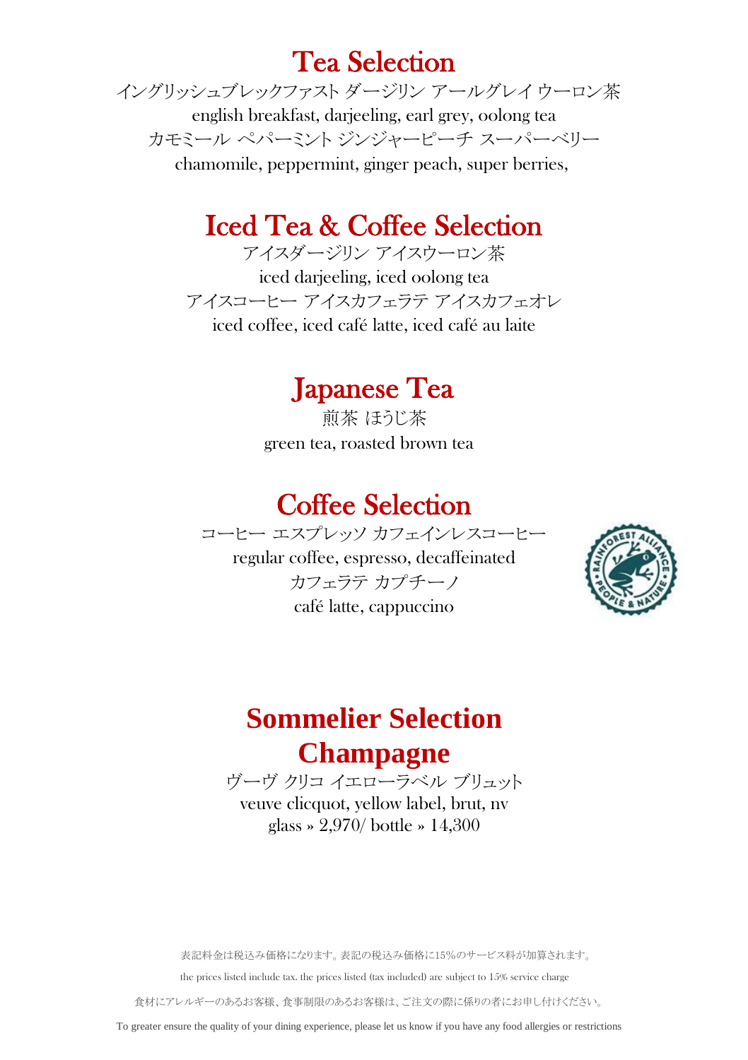## Tea Selection

イングリッシュブレックファスト ダージリン アールグレイ ウーロン茶
english breakfast, darjeeling, earl grey, oolong tea
カモミール ペパーミント ジンジャーピーチ スーパーベリー
chamomile, peppermint, ginger peach, super berries,

## Iced Tea & Coffee Selection

アイスダージリン アイスウーロン茶
iced darjeeling, iced oolong tea
アイスコーヒー アイスカフェラテ アイスカフェオレ
iced coffee, iced café latte, iced café au laite

## Japanese Tea

煎茶 ほうじ茶
green tea, roasted brown tea

## Coffee Selection

コーヒー エスプレッソ カフェインレスコーヒー
regular coffee, espresso, decaffeinated
カフェラテ カプチーノ
café latte, cappuccino

RAINFOREST ALLIANCE PEOPLE & NATURE

## Sommelier Selection
## Champagne

ヴーヴ クリコ イエローラベル ブリュット
veuve clicquot, yellow label, brut, nv
glass » 2,970/ bottle » 14,300

表記料金は税込み価格になります。表記の税込み価格に15%のサービス料が加算されます。

the prices listed include tax. the prices listed (tax included) are subject to 15% service charge

食材にアレルギーのあるお客様、食事制限のあるお客様は、ご注文の際に係りの者にお申し付けください。

To greater ensure the quality of your dining experience, please let us know if you have any food allergies or restrictions